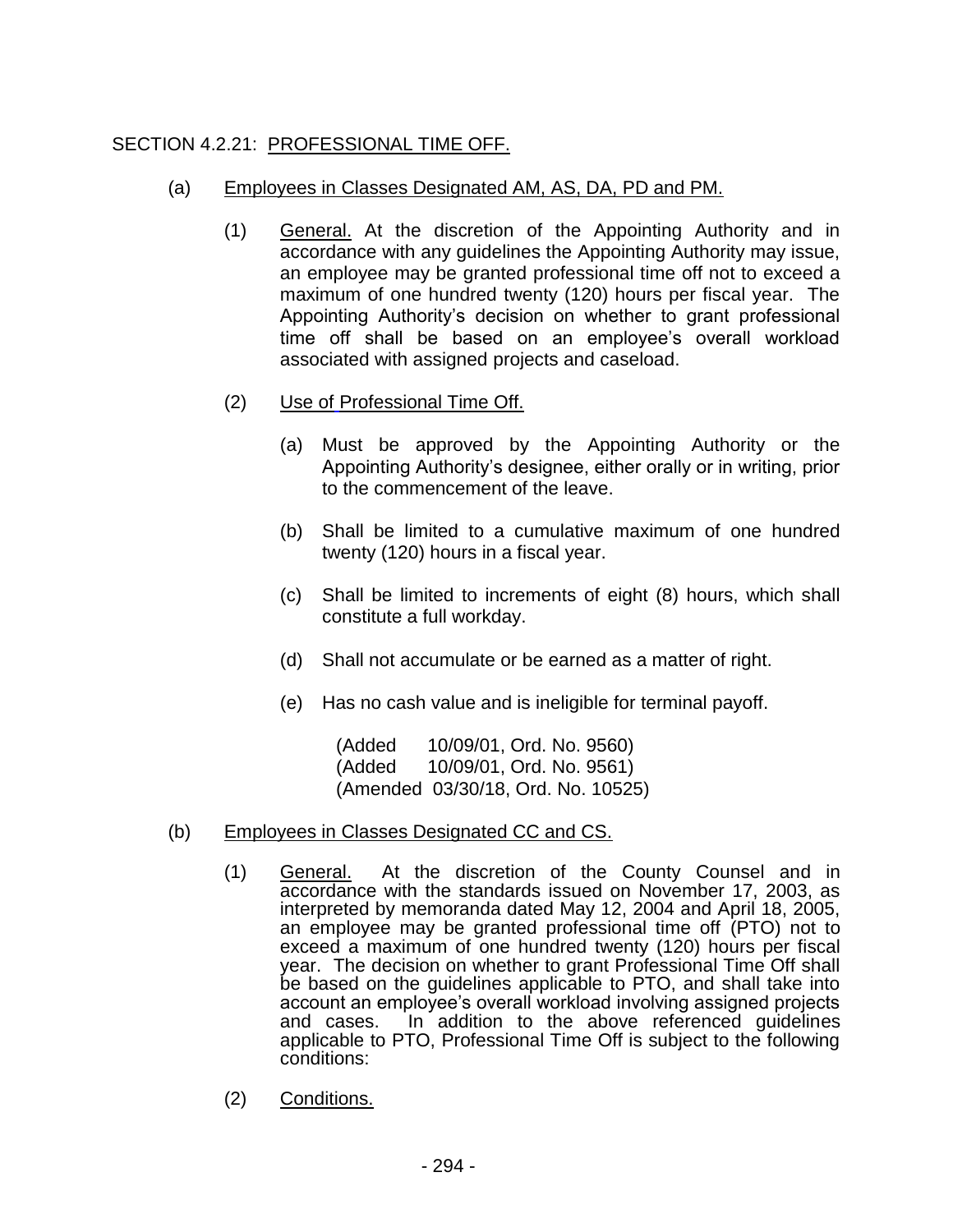SECTION 4.2.21: PROFESSIONAL TIME OFF.

(a) Employees in Classes Designated AM, AS, DA, PD and PM.

(1) General. At the discretion of the Appointing Authority and in accordance with any guidelines the Appointing Authority may issue, an employee may be granted professional time off not to exceed a maximum of one hundred twenty (120) hours per fiscal year. The Appointing Authority's decision on whether to grant professional time off shall be based on an employee's overall workload associated with assigned projects and caseload.

(2) Use of Professional Time Off.

(a) Must be approved by the Appointing Authority or the Appointing Authority's designee, either orally or in writing, prior to the commencement of the leave.

(b) Shall be limited to a cumulative maximum of one hundred twenty (120) hours in a fiscal year.

(c) Shall be limited to increments of eight (8) hours, which shall constitute a full workday.

(d) Shall not accumulate or be earned as a matter of right.

(e) Has no cash value and is ineligible for terminal payoff.

(Added 10/09/01, Ord. No. 9560)
(Added 10/09/01, Ord. No. 9561)
(Amended 03/30/18, Ord. No. 10525)

(b) Employees in Classes Designated CC and CS.

(1) General. At the discretion of the County Counsel and in accordance with the standards issued on November 17, 2003, as interpreted by memoranda dated May 12, 2004 and April 18, 2005, an employee may be granted professional time off (PTO) not to exceed a maximum of one hundred twenty (120) hours per fiscal year. The decision on whether to grant Professional Time Off shall be based on the guidelines applicable to PTO, and shall take into account an employee's overall workload involving assigned projects and cases. In addition to the above referenced guidelines applicable to PTO, Professional Time Off is subject to the following conditions:

(2) Conditions.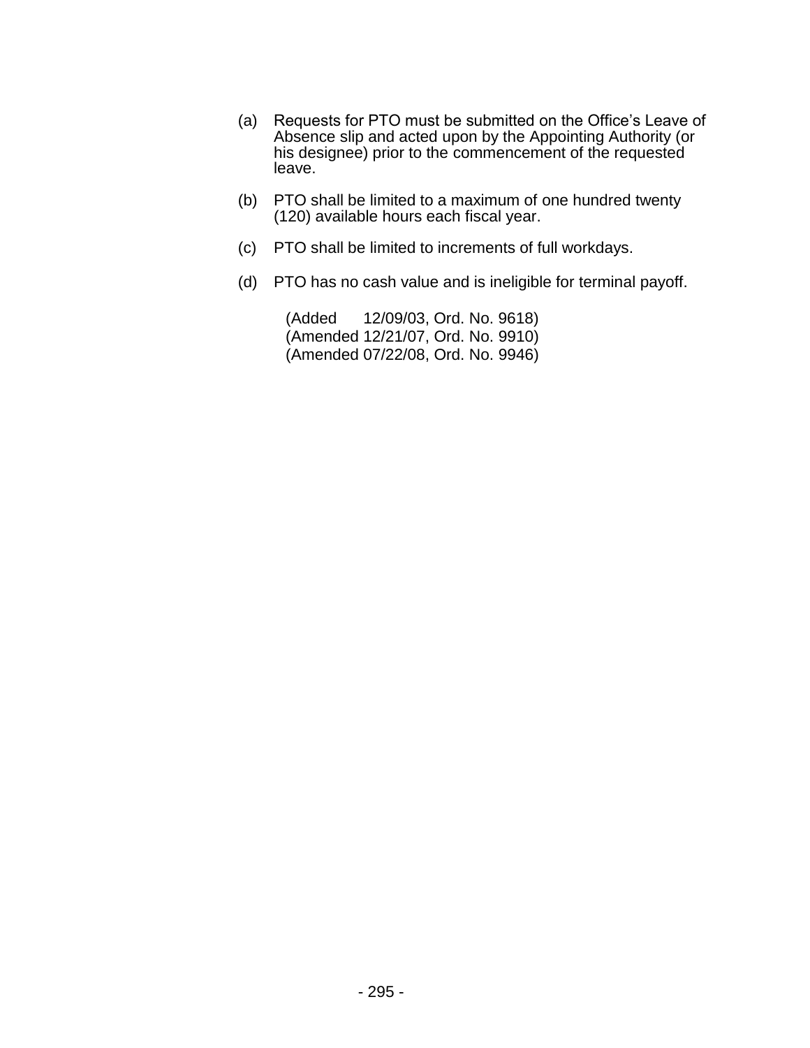(a) Requests for PTO must be submitted on the Office's Leave of Absence slip and acted upon by the Appointing Authority (or his designee) prior to the commencement of the requested leave.

(b) PTO shall be limited to a maximum of one hundred twenty (120) available hours each fiscal year.

(c) PTO shall be limited to increments of full workdays.

(d) PTO has no cash value and is ineligible for terminal payoff.

(Added 12/09/03, Ord. No. 9618)
(Amended 12/21/07, Ord. No. 9910)
(Amended 07/22/08, Ord. No. 9946)